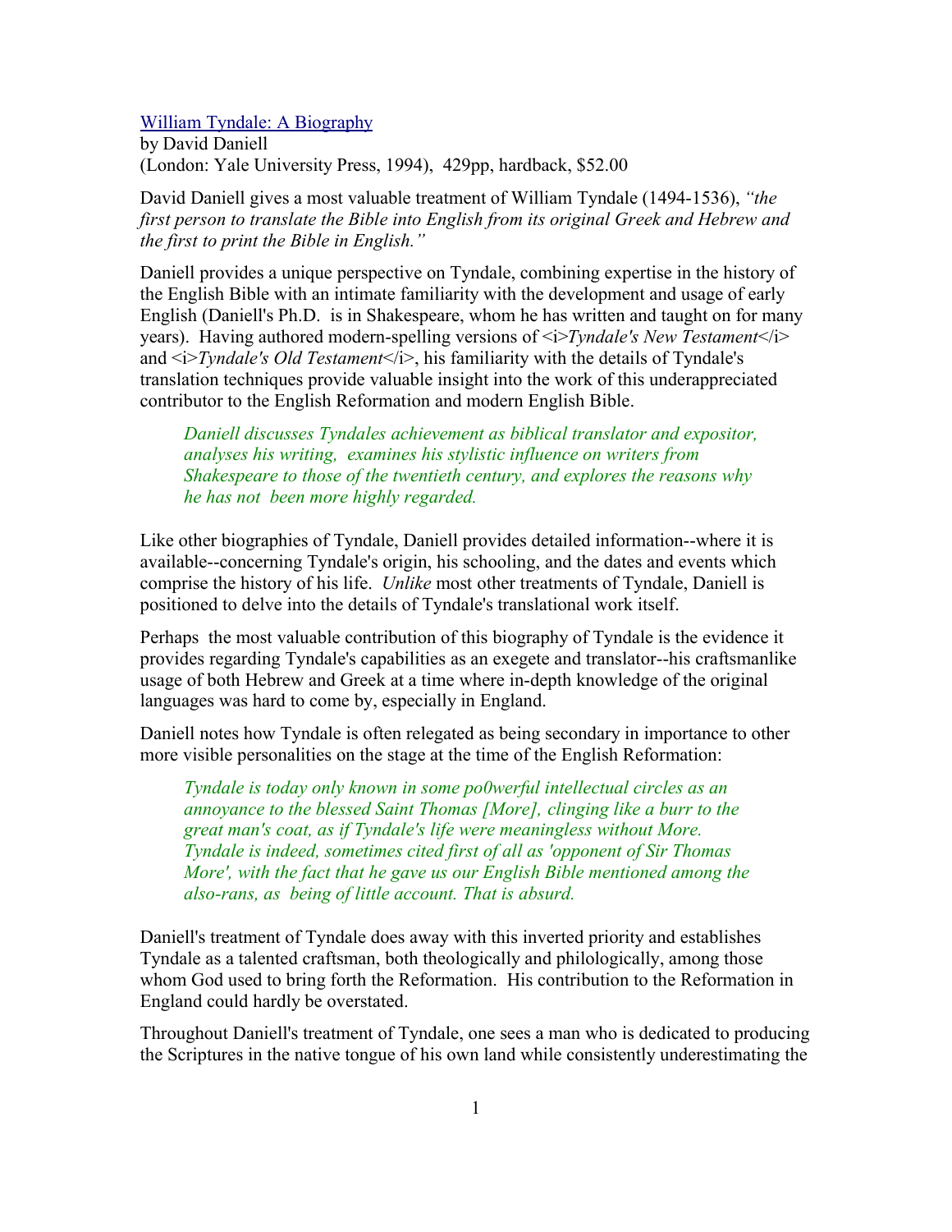[William Tyndale: A Biography]
by David Daniell
(London: Yale University Press, 1994), 429pp, hardback, $52.00

David Daniell gives a most valuable treatment of William Tyndale (1494-1536), *"the first person to translate the Bible into English from its original Greek and Hebrew and the first to print the Bible in English."*

Daniell provides a unique perspective on Tyndale, combining expertise in the history of the English Bible with an intimate familiarity with the development and usage of early English (Daniell's Ph.D. is in Shakespeare, whom he has written and taught on for many years). Having authored modern-spelling versions of <i>*Tyndale's New Testament*</i> and <i>*Tyndale's Old Testament*</i>, his familiarity with the details of Tyndale's translation techniques provide valuable insight into the work of this underappreciated contributor to the English Reformation and modern English Bible.

> *Daniell discusses Tyndales achievement as biblical translator and expositor, analyses his writing, examines his stylistic influence on writers from Shakespeare to those of the twentieth century, and explores the reasons why he has not been more highly regarded.*

Like other biographies of Tyndale, Daniell provides detailed information--where it is available--concerning Tyndale's origin, his schooling, and the dates and events which comprise the history of his life. *Unlike* most other treatments of Tyndale, Daniell is positioned to delve into the details of Tyndale's translational work itself.

Perhaps the most valuable contribution of this biography of Tyndale is the evidence it provides regarding Tyndale's capabilities as an exegete and translator--his craftsmanlike usage of both Hebrew and Greek at a time where in-depth knowledge of the original languages was hard to come by, especially in England.

Daniell notes how Tyndale is often relegated as being secondary in importance to other more visible personalities on the stage at the time of the English Reformation:

> *Tyndale is today only known in some po0werful intellectual circles as an annoyance to the blessed Saint Thomas [More], clinging like a burr to the great man's coat, as if Tyndale's life were meaningless without More. Tyndale is indeed, sometimes cited first of all as 'opponent of Sir Thomas More', with the fact that he gave us our English Bible mentioned among the also-rans, as being of little account. That is absurd.*

Daniell's treatment of Tyndale does away with this inverted priority and establishes Tyndale as a talented craftsman, both theologically and philologically, among those whom God used to bring forth the Reformation. His contribution to the Reformation in England could hardly be overstated.

Throughout Daniell's treatment of Tyndale, one sees a man who is dedicated to producing the Scriptures in the native tongue of his own land while consistently underestimating the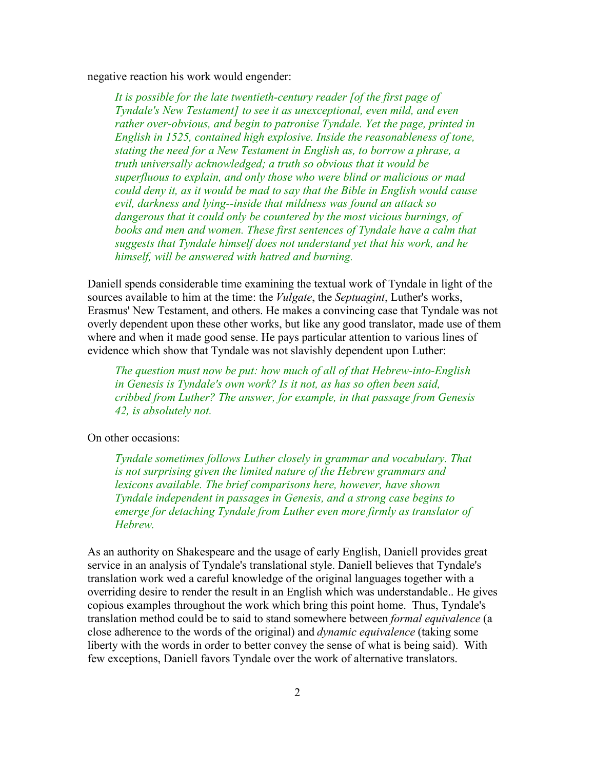negative reaction his work would engender:

> *It is possible for the late twentieth-century reader [of the first page of Tyndale's New Testament] to see it as unexceptional, even mild, and even rather over-obvious, and begin to patronise Tyndale. Yet the page, printed in English in 1525, contained high explosive. Inside the reasonableness of tone, stating the need for a New Testament in English as, to borrow a phrase, a truth universally acknowledged; a truth so obvious that it would be superfluous to explain, and only those who were blind or malicious or mad could deny it, as it would be mad to say that the Bible in English would cause evil, darkness and lying--inside that mildness was found an attack so dangerous that it could only be countered by the most vicious burnings, of books and men and women. These first sentences of Tyndale have a calm that suggests that Tyndale himself does not understand yet that his work, and he himself, will be answered with hatred and burning.*

Daniell spends considerable time examining the textual work of Tyndale in light of the sources available to him at the time: the *Vulgate*, the *Septuagint*, Luther's works, Erasmus' New Testament, and others. He makes a convincing case that Tyndale was not overly dependent upon these other works, but like any good translator, made use of them where and when it made good sense. He pays particular attention to various lines of evidence which show that Tyndale was not slavishly dependent upon Luther:

> *The question must now be put: how much of all of that Hebrew-into-English in Genesis is Tyndale's own work? Is it not, as has so often been said, cribbed from Luther? The answer, for example, in that passage from Genesis 42, is absolutely not.*

On other occasions:

> *Tyndale sometimes follows Luther closely in grammar and vocabulary. That is not surprising given the limited nature of the Hebrew grammars and lexicons available. The brief comparisons here, however, have shown Tyndale independent in passages in Genesis, and a strong case begins to emerge for detaching Tyndale from Luther even more firmly as translator of Hebrew.*

As an authority on Shakespeare and the usage of early English, Daniell provides great service in an analysis of Tyndale's translational style. Daniell believes that Tyndale's translation work wed a careful knowledge of the original languages together with a overriding desire to render the result in an English which was understandable.. He gives copious examples throughout the work which bring this point home. Thus, Tyndale's translation method could be to said to stand somewhere between *formal equivalence* (a close adherence to the words of the original) and *dynamic equivalence* (taking some liberty with the words in order to better convey the sense of what is being said). With few exceptions, Daniell favors Tyndale over the work of alternative translators.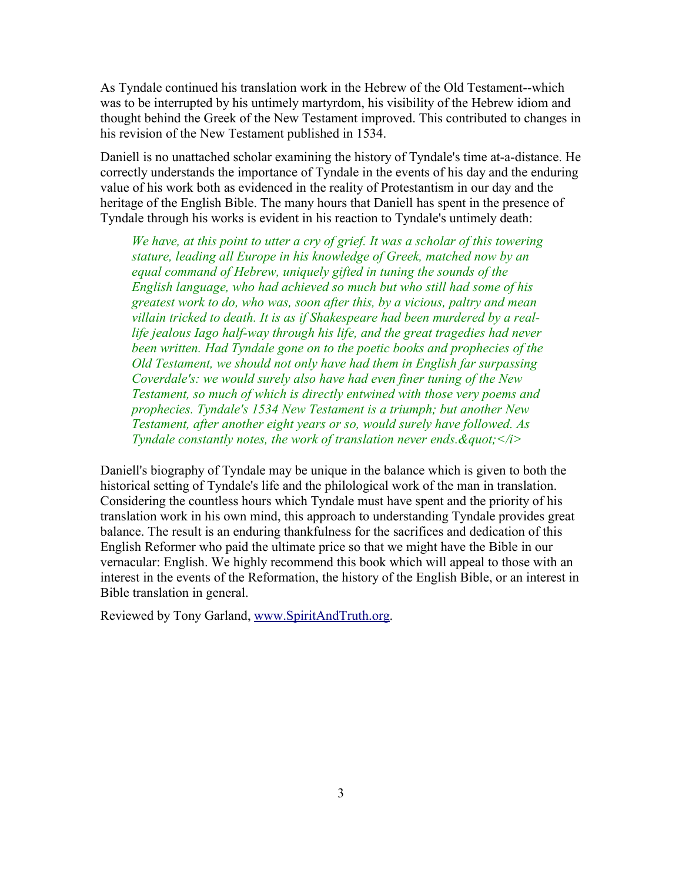As Tyndale continued his translation work in the Hebrew of the Old Testament--which was to be interrupted by his untimely martyrdom, his visibility of the Hebrew idiom and thought behind the Greek of the New Testament improved. This contributed to changes in his revision of the New Testament published in 1534.

Daniell is no unattached scholar examining the history of Tyndale's time at-a-distance. He correctly understands the importance of Tyndale in the events of his day and the enduring value of his work both as evidenced in the reality of Protestantism in our day and the heritage of the English Bible. The many hours that Daniell has spent in the presence of Tyndale through his works is evident in his reaction to Tyndale's untimely death:

> *We have, at this point to utter a cry of grief. It was a scholar of this towering stature, leading all Europe in his knowledge of Greek, matched now by an equal command of Hebrew, uniquely gifted in tuning the sounds of the English language, who had achieved so much but who still had some of his greatest work to do, who was, soon after this, by a vicious, paltry and mean villain tricked to death. It is as if Shakespeare had been murdered by a real-life jealous Iago half-way through his life, and the great tragedies had never been written. Had Tyndale gone on to the poetic books and prophecies of the Old Testament, we should not only have had them in English far surpassing Coverdale's: we would surely also have had even finer tuning of the New Testament, so much of which is directly entwined with those very poems and prophecies. Tyndale's 1534 New Testament is a triumph; but another New Testament, after another eight years or so, would surely have followed. As Tyndale constantly notes, the work of translation never ends.&quot;</i>*

Daniell's biography of Tyndale may be unique in the balance which is given to both the historical setting of Tyndale's life and the philological work of the man in translation. Considering the countless hours which Tyndale must have spent and the priority of his translation work in his own mind, this approach to understanding Tyndale provides great balance. The result is an enduring thankfulness for the sacrifices and dedication of this English Reformer who paid the ultimate price so that we might have the Bible in our vernacular: English. We highly recommend this book which will appeal to those with an interest in the events of the Reformation, the history of the English Bible, or an interest in Bible translation in general.

Reviewed by Tony Garland, [www.SpiritAndTruth.org](http://www.SpiritAndTruth.org).